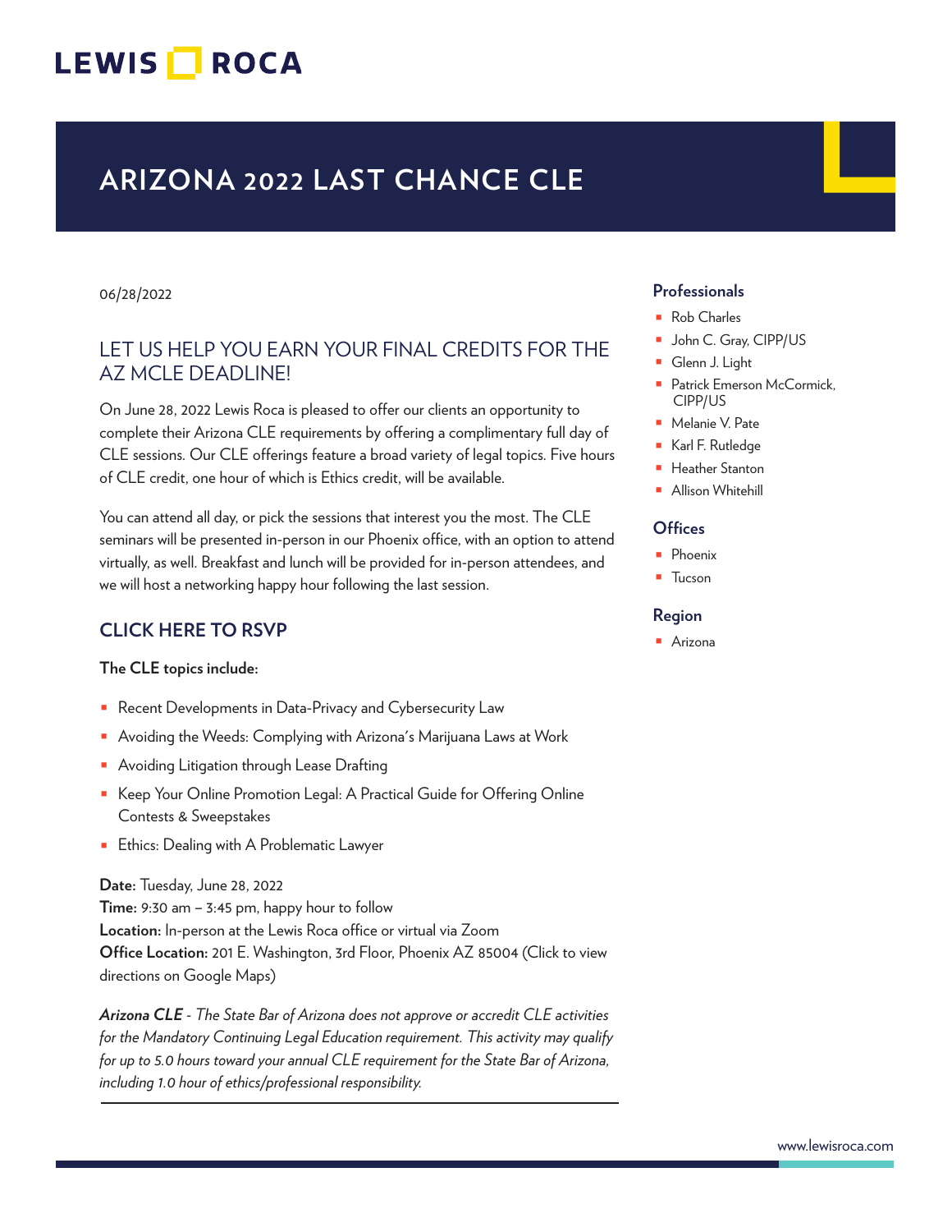LEWIS ROCA

# ARIZONA 2022 LAST CHANCE CLE

06/28/2022

## LET US HELP YOU EARN YOUR FINAL CREDITS FOR THE AZ MCLE DEADLINE!

On June 28, 2022 Lewis Roca is pleased to offer our clients an opportunity to complete their Arizona CLE requirements by offering a complimentary full day of CLE sessions. Our CLE offerings feature a broad variety of legal topics. Five hours of CLE credit, one hour of which is Ethics credit, will be available.

You can attend all day, or pick the sessions that interest you the most. The CLE seminars will be presented in-person in our Phoenix office, with an option to attend virtually, as well. Breakfast and lunch will be provided for in-person attendees, and we will host a networking happy hour following the last session.

### CLICK HERE TO RSVP

**The CLE topics include:**

- Recent Developments in Data-Privacy and Cybersecurity Law
- Avoiding the Weeds: Complying with Arizona's Marijuana Laws at Work
- Avoiding Litigation through Lease Drafting
- Keep Your Online Promotion Legal: A Practical Guide for Offering Online Contests & Sweepstakes
- Ethics: Dealing with A Problematic Lawyer

**Date:** Tuesday, June 28, 2022
**Time:** 9:30 am – 3:45 pm, happy hour to follow
**Location:** In-person at the Lewis Roca office or virtual via Zoom
**Office Location:** 201 E. Washington, 3rd Floor, Phoenix AZ 85004 (Click to view directions on Google Maps)

***Arizona CLE** - The State Bar of Arizona does not approve or accredit CLE activities for the Mandatory Continuing Legal Education requirement. This activity may qualify for up to 5.0 hours toward your annual CLE requirement for the State Bar of Arizona, including 1.0 hour of ethics/professional responsibility.*

### Professionals

- Rob Charles
- John C. Gray, CIPP/US
- Glenn J. Light
- Patrick Emerson McCormick, CIPP/US
- Melanie V. Pate
- Karl F. Rutledge
- Heather Stanton
- Allison Whitehill

### Offices

- Phoenix
- Tucson

### Region

- Arizona

www.lewisroca.com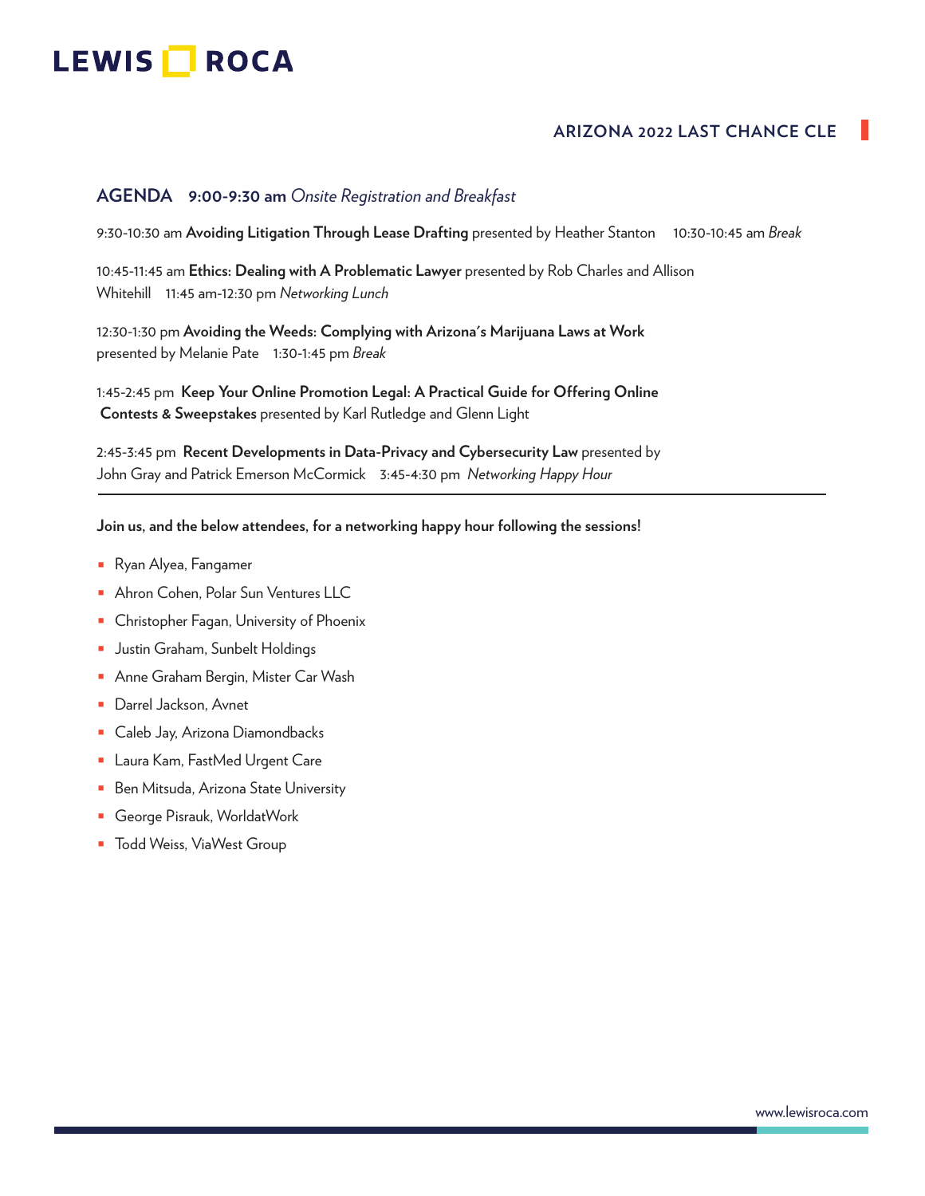# LEWIS ROCA

## ARIZONA 2022 LAST CHANCE CLE

**AGENDA** **9:00-9:30 am** *Onsite Registration and Breakfast*

9:30-10:30 am **Avoiding Litigation Through Lease Drafting** presented by Heather Stanton 10:30-10:45 am *Break*

10:45-11:45 am **Ethics: Dealing with A Problematic Lawyer** presented by Rob Charles and Allison Whitehill 11:45 am-12:30 pm *Networking Lunch*

12:30-1:30 pm **Avoiding the Weeds: Complying with Arizona's Marijuana Laws at Work** presented by Melanie Pate 1:30-1:45 pm *Break*

1:45-2:45 pm **Keep Your Online Promotion Legal: A Practical Guide for Offering Online Contests & Sweepstakes** presented by Karl Rutledge and Glenn Light

2:45-3:45 pm **Recent Developments in Data-Privacy and Cybersecurity Law** presented by John Gray and Patrick Emerson McCormick 3:45-4:30 pm *Networking Happy Hour*

---

**Join us, and the below attendees, for a networking happy hour following the sessions!**

- Ryan Alyea, Fangamer
- Ahron Cohen, Polar Sun Ventures LLC
- Christopher Fagan, University of Phoenix
- Justin Graham, Sunbelt Holdings
- Anne Graham Bergin, Mister Car Wash
- Darrel Jackson, Avnet
- Caleb Jay, Arizona Diamondbacks
- Laura Kam, FastMed Urgent Care
- Ben Mitsuda, Arizona State University
- George Pisrauk, WorldatWork
- Todd Weiss, ViaWest Group

www.lewisroca.com